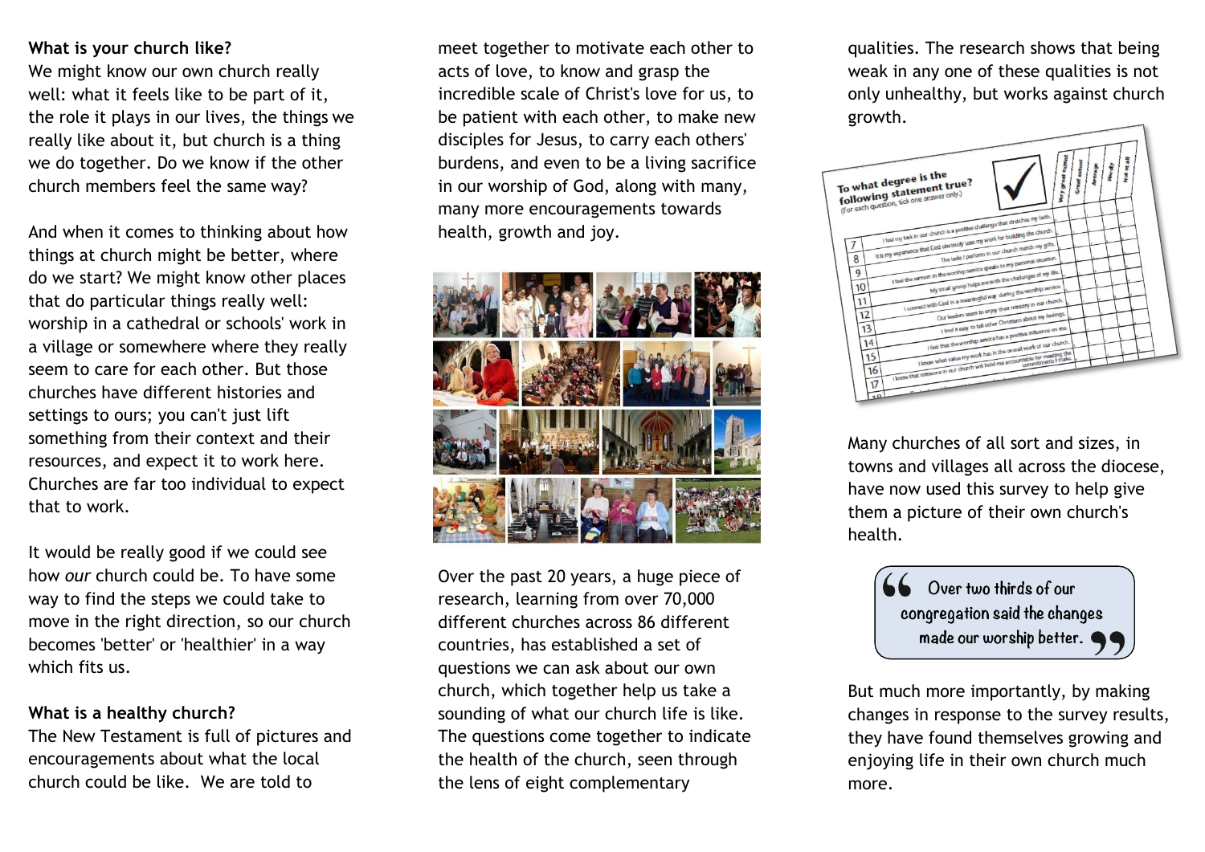**What is your church like?**
We might know our own church really well: what it feels like to be part of it, the role it plays in our lives, the things we really like about it, but church is a thing we do together. Do we know if the other church members feel the same way?

And when it comes to thinking about how things at church might be better, where do we start? We might know other places that do particular things really well: worship in a cathedral or schools' work in a village or somewhere where they really seem to care for each other. But those churches have different histories and settings to ours; you can't just lift something from their context and their resources, and expect it to work here. Churches are far too individual to expect that to work.

It would be really good if we could see how *our* church could be. To have some way to find the steps we could take to move in the right direction, so our church becomes 'better' or 'healthier' in a way which fits us.

**What is a healthy church?**
The New Testament is full of pictures and encouragements about what the local church could be like. We are told to meet together to motivate each other to acts of love, to know and grasp the incredible scale of Christ's love for us, to be patient with each other, to make new disciples for Jesus, to carry each others' burdens, and even to be a living sacrifice in our worship of God, along with many, many more encouragements towards health, growth and joy.

Over the past 20 years, a huge piece of research, learning from over 70,000 different churches across 86 different countries, has established a set of questions we can ask about our own church, which together help us take a sounding of what our church life is like. The questions come together to indicate the health of the church, seen through the lens of eight complementary qualities. The research shows that being weak in any one of these qualities is not only unhealthy, but works against church growth.

Many churches of all sort and sizes, in towns and villages all across the diocese, have now used this survey to help give them a picture of their own church's health.

> Over two thirds of our congregation said the changes made our worship better.

But much more importantly, by making changes in response to the survey results, they have found themselves growing and enjoying life in their own church much more.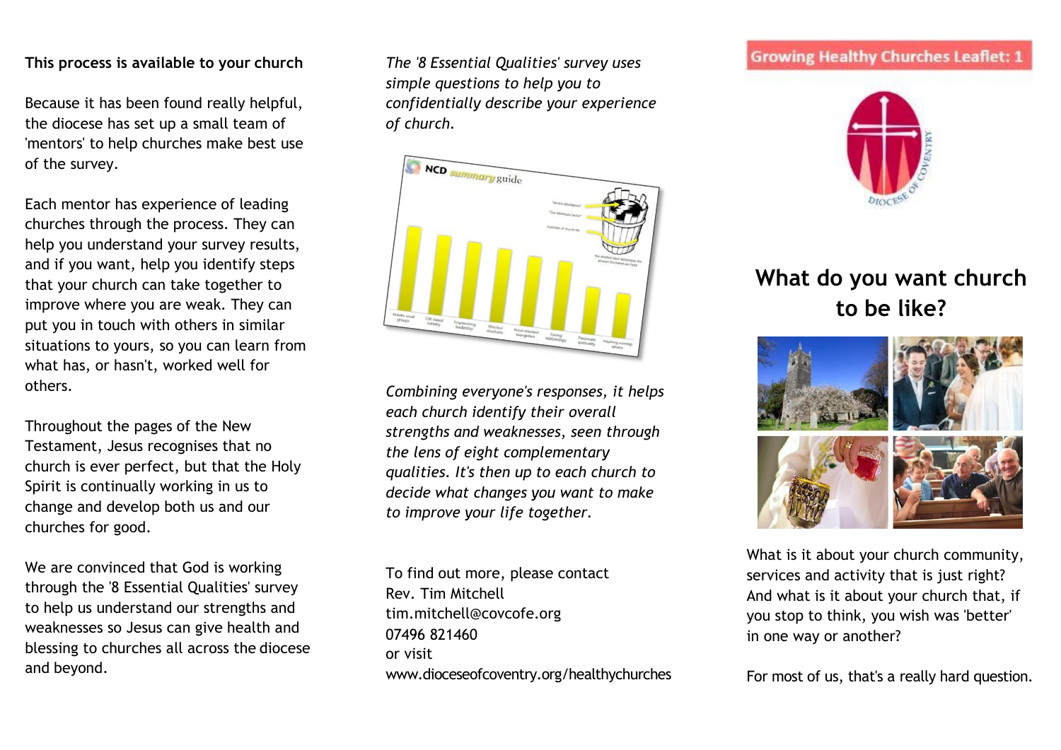**This process is available to your church**

Because it has been found really helpful, the diocese has set up a small team of 'mentors' to help churches make best use of the survey.

Each mentor has experience of leading churches through the process. They can help you understand your survey results, and if you want, help you identify steps that your church can take together to improve where you are weak. They can put you in touch with others in similar situations to yours, so you can learn from what has, or hasn't, worked well for others.

Throughout the pages of the New Testament, Jesus recognises that no church is ever perfect, but that the Holy Spirit is continually working in us to change and develop both us and our churches for good.

We are convinced that God is working through the '8 Essential Qualities' survey to help us understand our strengths and weaknesses so Jesus can give health and blessing to churches all across the diocese and beyond.

*The '8 Essential Qualities' survey uses simple questions to help you to confidentially describe your experience of church.*

NCD summary guide

Holistic small groups
Gift-based ministry
Empowering leadership
Effective structures
Need-oriented evangelism
Loving relationships
Passionate spirituality
Inspiring worship service

*Combining everyone's responses, it helps each church identify their overall strengths and weaknesses, seen through the lens of eight complementary qualities. It's then up to each church to decide what changes you want to make to improve your life together.*

To find out more, please contact
Rev. Tim Mitchell
tim.mitchell@covcofe.org
07496 821460
or visit
www.dioceseofcoventry.org/healthychurches

Growing Healthy Churches Leaflet: 1

DIOCESE OF COVENTRY

# What do you want church to be like?

What is it about your church community, services and activity that is just right? And what is it about your church that, if you stop to think, you wish was 'better' in one way or another?

For most of us, that's a really hard question.